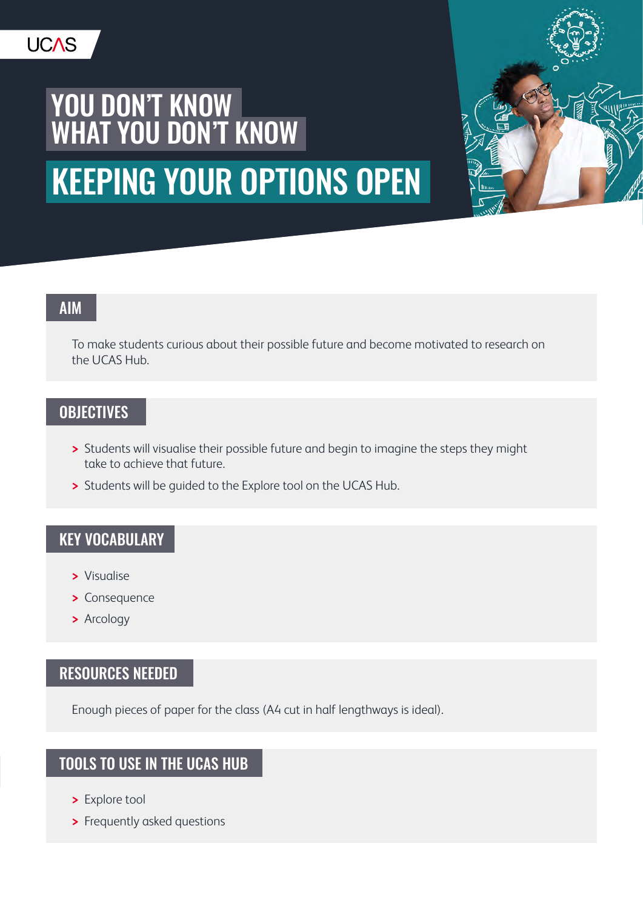UCAS

# YOU DON'T KNOW WHAT YOU DON'T KNOW

# KEEPING YOUR OPTIONS OPEN

## AIM

To make students curious about their possible future and become motivated to research on the UCAS Hub.

## OBJECTIVES

- Students will visualise their possible future and begin to imagine the steps they might take to achieve that future.
- Students will be guided to the Explore tool on the UCAS Hub.

## KEY VOCABULARY

- Visualise
- Consequence
- Arcology

## RESOURCES NEEDED

Enough pieces of paper for the class (A4 cut in half lengthways is ideal).

## TOOLS TO USE IN THE UCAS HUB

- Explore tool
- Frequently asked questions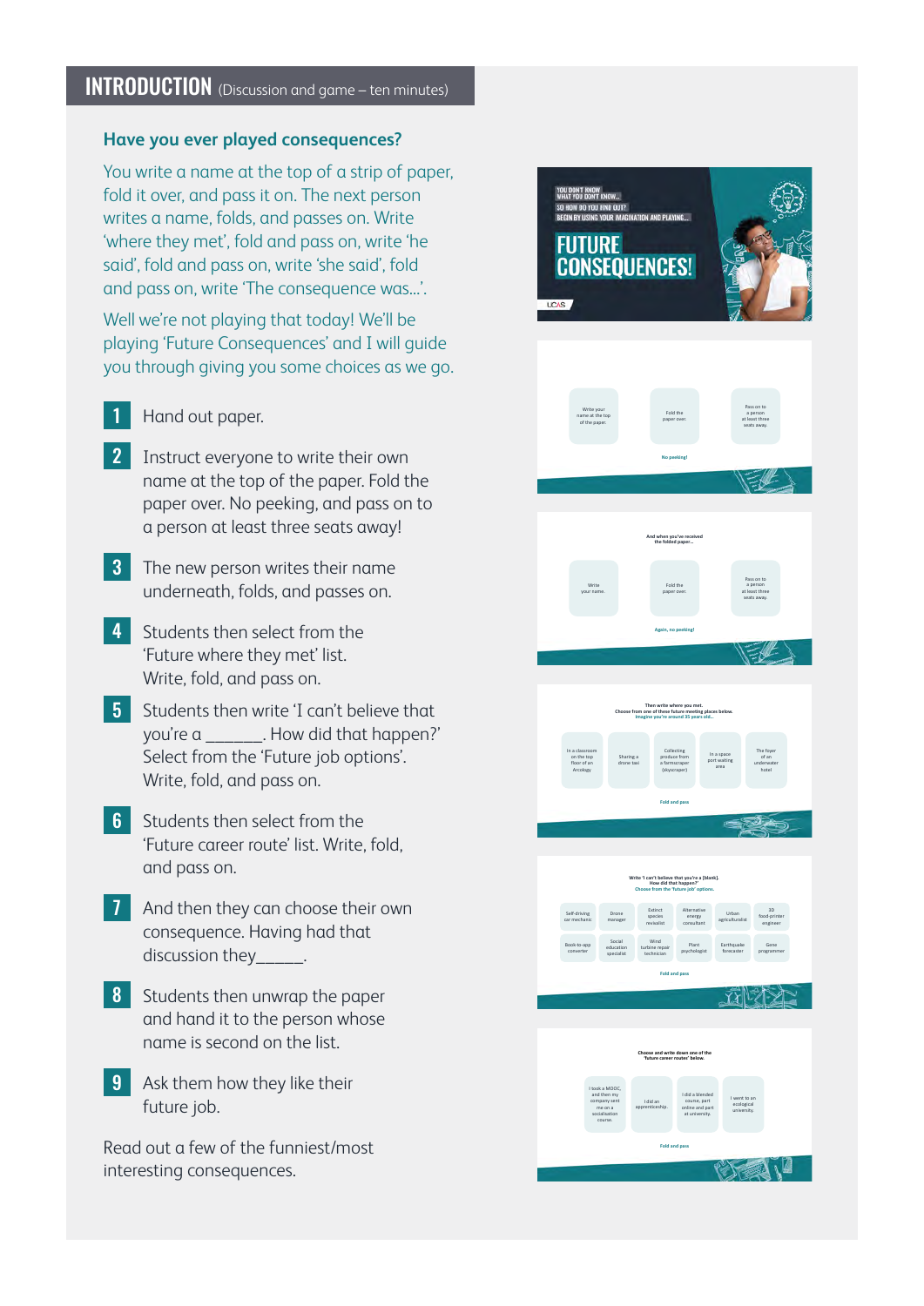## INTRODUCTION (Discussion and game – ten minutes)

### Have you ever played consequences?

You write a name at the top of a strip of paper, fold it over, and pass it on. The next person writes a name, folds, and passes on. Write 'where they met', fold and pass on, write 'he said', fold and pass on, write 'she said', fold and pass on, write 'The consequence was...'.

Well we're not playing that today! We'll be playing 'Future Consequences' and I will guide you through giving you some choices as we go.

1. Hand out paper.
2. Instruct everyone to write their own name at the top of the paper. Fold the paper over. No peeking, and pass on to a person at least three seats away!
3. The new person writes their name underneath, folds, and passes on.
4. Students then select from the 'Future where they met' list. Write, fold, and pass on.
5. Students then write 'I can't believe that you're a ______. How did that happen?' Select from the 'Future job options'. Write, fold, and pass on.
6. Students then select from the 'Future career route' list. Write, fold, and pass on.
7. And then they can choose their own consequence. Having had that discussion they_____.
8. Students then unwrap the paper and hand it to the person whose name is second on the list.
9. Ask them how they like their future job.

Read out a few of the funniest/most interesting consequences.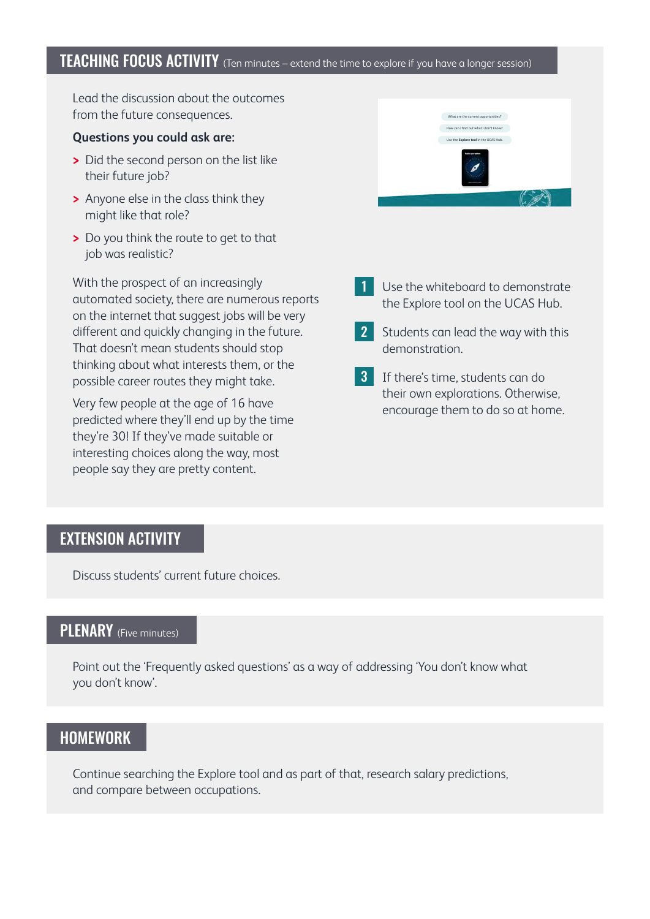## TEACHING FOCUS ACTIVITY (Ten minutes – extend the time to explore if you have a longer session)

Lead the discussion about the outcomes from the future consequences.

**Questions you could ask are:**

- Did the second person on the list like their future job?
- Anyone else in the class think they might like that role?
- Do you think the route to get to that job was realistic?

With the prospect of an increasingly automated society, there are numerous reports on the internet that suggest jobs will be very different and quickly changing in the future. That doesn't mean students should stop thinking about what interests them, or the possible career routes they might take.

Very few people at the age of 16 have predicted where they'll end up by the time they're 30! If they've made suitable or interesting choices along the way, most people say they are pretty content.

1. Use the whiteboard to demonstrate the Explore tool on the UCAS Hub.
2. Students can lead the way with this demonstration.
3. If there's time, students can do their own explorations. Otherwise, encourage them to do so at home.

## EXTENSION ACTIVITY

Discuss students' current future choices.

## PLENARY (Five minutes)

Point out the 'Frequently asked questions' as a way of addressing 'You don't know what you don't know'.

## HOMEWORK

Continue searching the Explore tool and as part of that, research salary predictions, and compare between occupations.